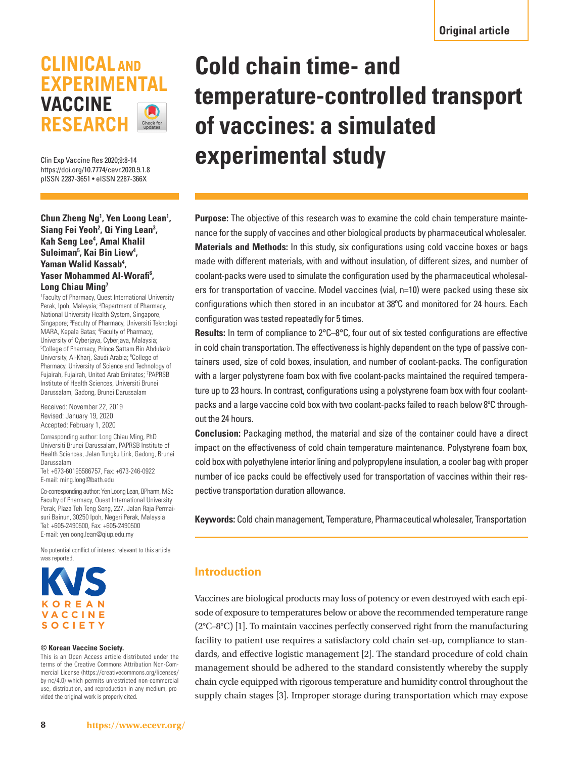Original article

# Cold chain time- and temperature-controlled transport of vaccines: a simulated experimental study

Clin Exp Vaccine Res 2020;9:8-14
https://doi.org/10.7774/cevr.2020.9.1.8
pISSN 2287-3651 • eISSN 2287-366X

**Chun Zheng Ng[1], Yen Loong Lean[1], Siang Fei Yeoh[2], Qi Ying Lean[3], Kah Seng Lee[4], Amal Khalil Suleiman[5], Kai Bin Liew[4], Yaman Walid Kassab[4], Yaser Mohammed Al-Worafi[6], Long Chiau Ming[7]**

[1]Faculty of Pharmacy, Quest International University Perak, Ipoh, Malaysia; [2]Department of Pharmacy, National University Health System, Singapore, Singapore; [3]Faculty of Pharmacy, Universiti Teknologi MARA, Kepala Batas; [4]Faculty of Pharmacy, University of Cyberjaya, Cyberjaya, Malaysia; [5]College of Pharmacy, Prince Sattam Bin Abdulaziz University, Al-Kharj, Saudi Arabia; [6]College of Pharmacy, University of Science and Technology of Fujairah, Fujairah, United Arab Emirates; [7]PAPRSB Institute of Health Sciences, Universiti Brunei Darussalam, Gadong, Brunei Darussalam

Received: November 22, 2019
Revised: January 19, 2020
Accepted: February 1, 2020

Corresponding author: Long Chiau Ming, PhD
Universiti Brunei Darussalam, PAPRSB Institute of Health Sciences, Jalan Tungku Link, Gadong, Brunei Darussalam
Tel: +673-60195586757, Fax: +673-246-0922
E-mail: ming.long@bath.edu

Co-corresponding author: Yen Loong Lean, BPharm, MSc
Faculty of Pharmacy, Quest International University Perak, Plaza Teh Teng Seng, 227, Jalan Raja Permaisuri Bainun, 30250 Ipoh, Negeri Perak, Malaysia
Tel: +605-2490500, Fax: +605-2490500
E-mail: yenloong.lean@qiup.edu.my

No potential conflict of interest relevant to this article was reported.

**© Korean Vaccine Society.**
This is an Open Access article distributed under the terms of the Creative Commons Attribution Non-Commercial License (https://creativecommons.org/licenses/by-nc/4.0) which permits unrestricted non-commercial use, distribution, and reproduction in any medium, provided the original work is properly cited.

**Purpose:** The objective of this research was to examine the cold chain temperature maintenance for the supply of vaccines and other biological products by pharmaceutical wholesaler.

**Materials and Methods:** In this study, six configurations using cold vaccine boxes or bags made with different materials, with and without insulation, of different sizes, and number of coolant-packs were used to simulate the configuration used by the pharmaceutical wholesalers for transportation of vaccine. Model vaccines (vial, n=10) were packed using these six configurations which then stored in an incubator at 38°C and monitored for 24 hours. Each configuration was tested repeatedly for 5 times.

**Results:** In term of compliance to 2°C–8°C, four out of six tested configurations are effective in cold chain transportation. The effectiveness is highly dependent on the type of passive containers used, size of cold boxes, insulation, and number of coolant-packs. The configuration with a larger polystyrene foam box with five coolant-packs maintained the required temperature up to 23 hours. In contrast, configurations using a polystyrene foam box with four coolant-packs and a large vaccine cold box with two coolant-packs failed to reach below 8°C throughout the 24 hours.

**Conclusion:** Packaging method, the material and size of the container could have a direct impact on the effectiveness of cold chain temperature maintenance. Polystyrene foam box, cold box with polyethylene interior lining and polypropylene insulation, a cooler bag with proper number of ice packs could be effectively used for transportation of vaccines within their respective transportation duration allowance.

**Keywords:** Cold chain management, Temperature, Pharmaceutical wholesaler, Transportation

## Introduction

Vaccines are biological products may loss of potency or even destroyed with each episode of exposure to temperatures below or above the recommended temperature range (2°C–8°C) [1]. To maintain vaccines perfectly conserved right from the manufacturing facility to patient use requires a satisfactory cold chain set-up, compliance to standards, and effective logistic management [2]. The standard procedure of cold chain management should be adhered to the standard consistently whereby the supply chain cycle equipped with rigorous temperature and humidity control throughout the supply chain stages [3]. Improper storage during transportation which may expose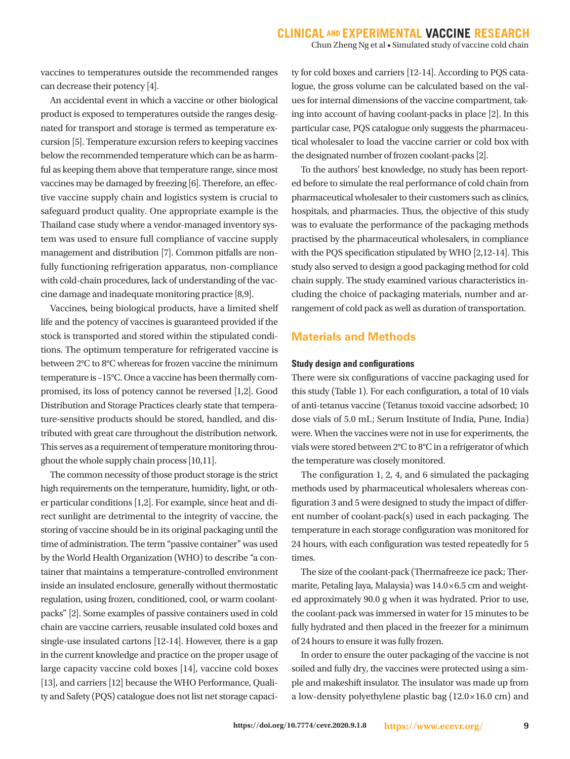vaccines to temperatures outside the recommended ranges can decrease their potency [4].

An accidental event in which a vaccine or other biological product is exposed to temperatures outside the ranges designated for transport and storage is termed as temperature excursion [5]. Temperature excursion refers to keeping vaccines below the recommended temperature which can be as harmful as keeping them above that temperature range, since most vaccines may be damaged by freezing [6]. Therefore, an effective vaccine supply chain and logistics system is crucial to safeguard product quality. One appropriate example is the Thailand case study where a vendor-managed inventory system was used to ensure full compliance of vaccine supply management and distribution [7]. Common pitfalls are non-fully functioning refrigeration apparatus, non-compliance with cold-chain procedures, lack of understanding of the vaccine damage and inadequate monitoring practice [8,9].

Vaccines, being biological products, have a limited shelf life and the potency of vaccines is guaranteed provided if the stock is transported and stored within the stipulated conditions. The optimum temperature for refrigerated vaccine is between 2°C to 8°C whereas for frozen vaccine the minimum temperature is –15°C. Once a vaccine has been thermally compromised, its loss of potency cannot be reversed [1,2]. Good Distribution and Storage Practices clearly state that temperature-sensitive products should be stored, handled, and distributed with great care throughout the distribution network. This serves as a requirement of temperature monitoring throughout the whole supply chain process [10,11].

The common necessity of those product storage is the strict high requirements on the temperature, humidity, light, or other particular conditions [1,2]. For example, since heat and direct sunlight are detrimental to the integrity of vaccine, the storing of vaccine should be in its original packaging until the time of administration. The term "passive container" was used by the World Health Organization (WHO) to describe "a container that maintains a temperature-controlled environment inside an insulated enclosure, generally without thermostatic regulation, using frozen, conditioned, cool, or warm coolant-packs" [2]. Some examples of passive containers used in cold chain are vaccine carriers, reusable insulated cold boxes and single-use insulated cartons [12-14]. However, there is a gap in the current knowledge and practice on the proper usage of large capacity vaccine cold boxes [14], vaccine cold boxes [13], and carriers [12] because the WHO Performance, Quality and Safety (PQS) catalogue does not list net storage capacity for cold boxes and carriers [12-14]. According to PQS catalogue, the gross volume can be calculated based on the values for internal dimensions of the vaccine compartment, taking into account of having coolant-packs in place [2]. In this particular case, PQS catalogue only suggests the pharmaceutical wholesaler to load the vaccine carrier or cold box with the designated number of frozen coolant-packs [2].

To the authors' best knowledge, no study has been reported before to simulate the real performance of cold chain from pharmaceutical wholesaler to their customers such as clinics, hospitals, and pharmacies. Thus, the objective of this study was to evaluate the performance of the packaging methods practised by the pharmaceutical wholesalers, in compliance with the PQS specification stipulated by WHO [2,12-14]. This study also served to design a good packaging method for cold chain supply. The study examined various characteristics including the choice of packaging materials, number and arrangement of cold pack as well as duration of transportation.

## Materials and Methods

### Study design and configurations

There were six configurations of vaccine packaging used for this study (Table 1). For each configuration, a total of 10 vials of anti-tetanus vaccine (Tetanus toxoid vaccine adsorbed; 10 dose vials of 5.0 mL; Serum Institute of India, Pune, India) were. When the vaccines were not in use for experiments, the vials were stored between 2°C to 8°C in a refrigerator of which the temperature was closely monitored.

The configuration 1, 2, 4, and 6 simulated the packaging methods used by pharmaceutical wholesalers whereas configuration 3 and 5 were designed to study the impact of different number of coolant-pack(s) used in each packaging. The temperature in each storage configuration was monitored for 24 hours, with each configuration was tested repeatedly for 5 times.

The size of the coolant-pack (Thermafreeze ice pack; Thermarite, Petaling Jaya, Malaysia) was 14.0×6.5 cm and weighted approximately 90.0 g when it was hydrated. Prior to use, the coolant-pack was immersed in water for 15 minutes to be fully hydrated and then placed in the freezer for a minimum of 24 hours to ensure it was fully frozen.

In order to ensure the outer packaging of the vaccine is not soiled and fully dry, the vaccines were protected using a simple and makeshift insulator. The insulator was made up from a low-density polyethylene plastic bag (12.0×16.0 cm) and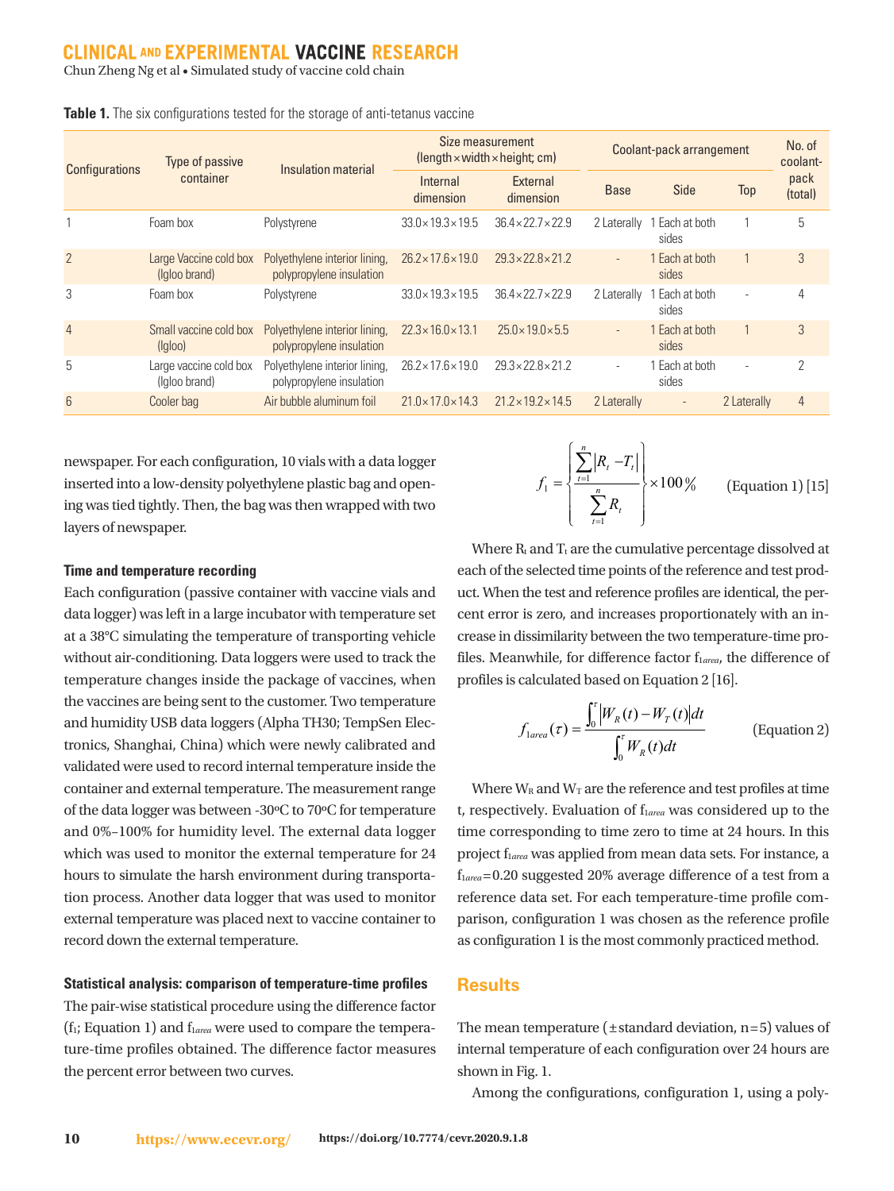**Table 1.** The six configurations tested for the storage of anti-tetanus vaccine

| Configurations | Type of passive container | Insulation material | Size measurement (length×width×height; cm) | | Coolant-pack arrangement | | | No. of coolant-pack (total) |
|---|---|---|---|---|---|---|---|---|
| | | | Internal dimension | External dimension | Base | Side | Top | |
| 1 | Foam box | Polystyrene | 33.0×19.3×19.5 | 36.4×22.7×22.9 | 2 Laterally | 1 Each at both sides | 1 | 5 |
| 2 | Large Vaccine cold box (Igloo brand) | Polyethylene interior lining, polypropylene insulation | 26.2×17.6×19.0 | 29.3×22.8×21.2 | - | 1 Each at both sides | 1 | 3 |
| 3 | Foam box | Polystyrene | 33.0×19.3×19.5 | 36.4×22.7×22.9 | 2 Laterally | 1 Each at both sides | - | 4 |
| 4 | Small vaccine cold box (Igloo) | Polyethylene interior lining, polypropylene insulation | 22.3×16.0×13.1 | 25.0×19.0×5.5 | - | 1 Each at both sides | 1 | 3 |
| 5 | Large vaccine cold box (Igloo brand) | Polyethylene interior lining, polypropylene insulation | 26.2×17.6×19.0 | 29.3×22.8×21.2 | - | 1 Each at both sides | - | 2 |
| 6 | Cooler bag | Air bubble aluminum foil | 21.0×17.0×14.3 | 21.2×19.2×14.5 | 2 Laterally | - | 2 Laterally | 4 |

newspaper. For each configuration, 10 vials with a data logger inserted into a low-density polyethylene plastic bag and opening was tied tightly. Then, the bag was then wrapped with two layers of newspaper.

#### Time and temperature recording

Each configuration (passive container with vaccine vials and data logger) was left in a large incubator with temperature set at a 38°C simulating the temperature of transporting vehicle without air-conditioning. Data loggers were used to track the temperature changes inside the package of vaccines, when the vaccines are being sent to the customer. Two temperature and humidity USB data loggers (Alpha TH30; TempSen Electronics, Shanghai, China) which were newly calibrated and validated were used to record internal temperature inside the container and external temperature. The measurement range of the data logger was between -30ºC to 70ºC for temperature and 0%–100% for humidity level. The external data logger which was used to monitor the external temperature for 24 hours to simulate the harsh environment during transportation process. Another data logger that was used to monitor external temperature was placed next to vaccine container to record down the external temperature.

#### Statistical analysis: comparison of temperature-time profiles

The pair-wise statistical procedure using the difference factor ($f_1$; Equation 1) and $f_{1area}$ were used to compare the temperature-time profiles obtained. The difference factor measures the percent error between two curves.

$$f_1 = \left\{ \frac{\sum_{t=1}^{n} |R_t - T_t|}{\sum_{t=1}^{n} R_t} \right\} \times 100\% \qquad \text{(Equation 1) [15]}$$

Where $R_t$ and $T_t$ are the cumulative percentage dissolved at each of the selected time points of the reference and test product. When the test and reference profiles are identical, the percent error is zero, and increases proportionately with an increase in dissimilarity between the two temperature-time profiles. Meanwhile, for difference factor $f_{1area}$, the difference of profiles is calculated based on Equation 2 [16].

$$f_{1area}(\tau) = \frac{\int_0^{\tau} |W_R(t) - W_T(t)| dt}{\int_0^{\tau} W_R(t) dt} \qquad \text{(Equation 2)}$$

Where $W_R$ and $W_T$ are the reference and test profiles at time t, respectively. Evaluation of $f_{1area}$ was considered up to the time corresponding to time zero to time at 24 hours. In this project $f_{1area}$ was applied from mean data sets. For instance, a $f_{1area}$=0.20 suggested 20% average difference of a test from a reference data set. For each temperature-time profile comparison, configuration 1 was chosen as the reference profile as configuration 1 is the most commonly practiced method.

## Results

The mean temperature (±standard deviation, n=5) values of internal temperature of each configuration over 24 hours are shown in Fig. 1.

Among the configurations, configuration 1, using a poly-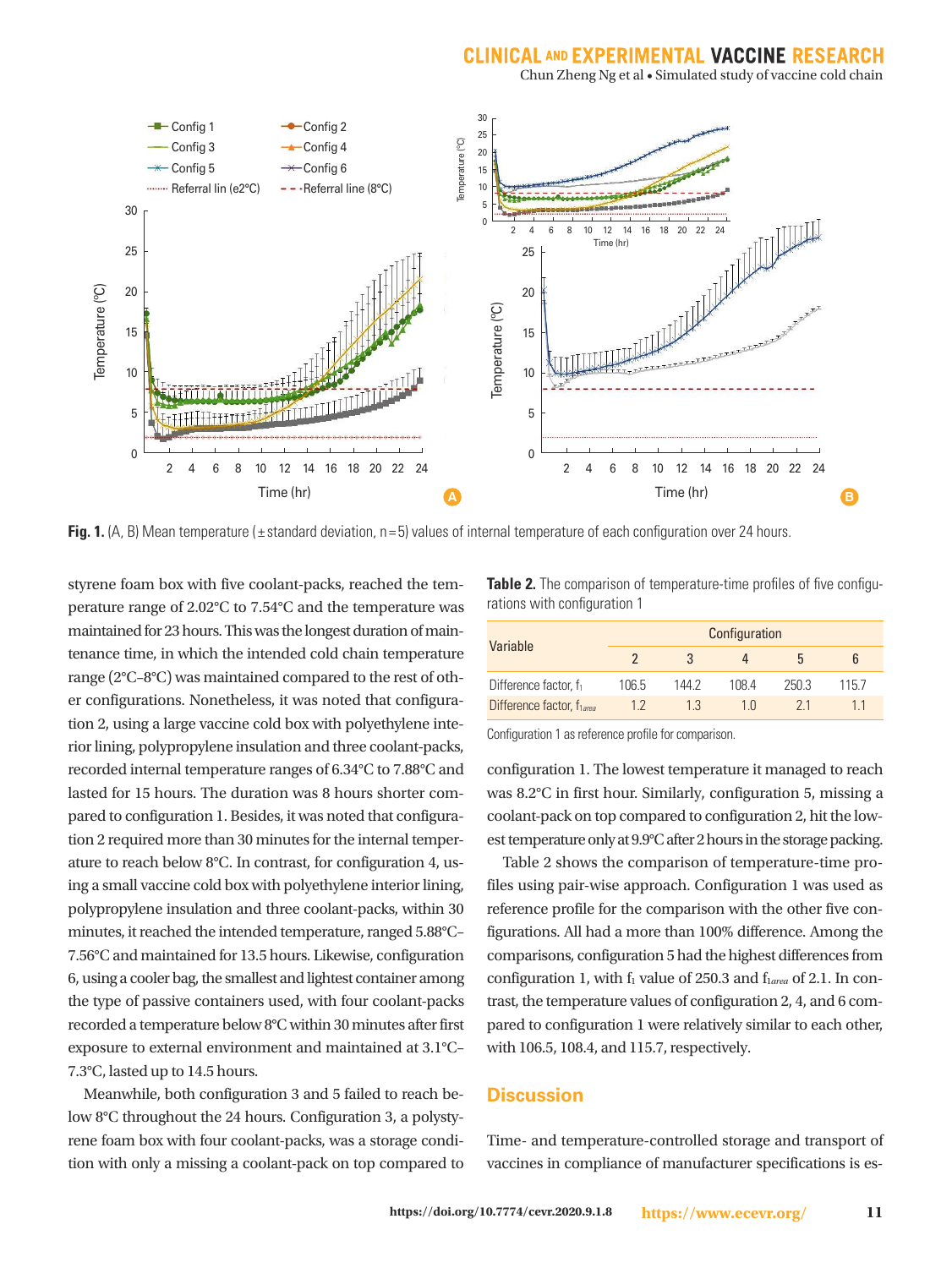**Fig. 1.** (A, B) Mean temperature (± standard deviation, n = 5) values of internal temperature of each configuration over 24 hours.

styrene foam box with five coolant-packs, reached the temperature range of 2.02°C to 7.54°C and the temperature was maintained for 23 hours. This was the longest duration of maintenance time, in which the intended cold chain temperature range (2°C–8°C) was maintained compared to the rest of other configurations. Nonetheless, it was noted that configuration 2, using a large vaccine cold box with polyethylene interior lining, polypropylene insulation and three coolant-packs, recorded internal temperature ranges of 6.34°C to 7.88°C and lasted for 15 hours. The duration was 8 hours shorter compared to configuration 1. Besides, it was noted that configuration 2 required more than 30 minutes for the internal temperature to reach below 8°C. In contrast, for configuration 4, using a small vaccine cold box with polyethylene interior lining, polypropylene insulation and three coolant-packs, within 30 minutes, it reached the intended temperature, ranged 5.88°C–7.56°C and maintained for 13.5 hours. Likewise, configuration 6, using a cooler bag, the smallest and lightest container among the type of passive containers used, with four coolant-packs recorded a temperature below 8°C within 30 minutes after first exposure to external environment and maintained at 3.1°C–7.3°C, lasted up to 14.5 hours.

Meanwhile, both configuration 3 and 5 failed to reach below 8°C throughout the 24 hours. Configuration 3, a polystyrene foam box with four coolant-packs, was a storage condition with only a missing a coolant-pack on top compared to configuration 1. The lowest temperature it managed to reach was 8.2°C in first hour. Similarly, configuration 5, missing a coolant-pack on top compared to configuration 2, hit the lowest temperature only at 9.9°C after 2 hours in the storage packing.

**Table 2.** The comparison of temperature-time profiles of five configurations with configuration 1

| Variable | Configuration | | | | |
|---|---|---|---|---|---|
| | 2 | 3 | 4 | 5 | 6 |
| Difference factor, $f_1$ | 106.5 | 144.2 | 108.4 | 250.3 | 115.7 |
| Difference factor, $f_{1area}$ | 1.2 | 1.3 | 1.0 | 2.1 | 1.1 |

Configuration 1 as reference profile for comparison.

Table 2 shows the comparison of temperature-time profiles using pair-wise approach. Configuration 1 was used as reference profile for the comparison with the other five configurations. All had a more than 100% difference. Among the comparisons, configuration 5 had the highest differences from configuration 1, with $f_1$ value of 250.3 and $f_{1area}$ of 2.1. In contrast, the temperature values of configuration 2, 4, and 6 compared to configuration 1 were relatively similar to each other, with 106.5, 108.4, and 115.7, respectively.

## Discussion

Time- and temperature-controlled storage and transport of vaccines in compliance of manufacturer specifications is es-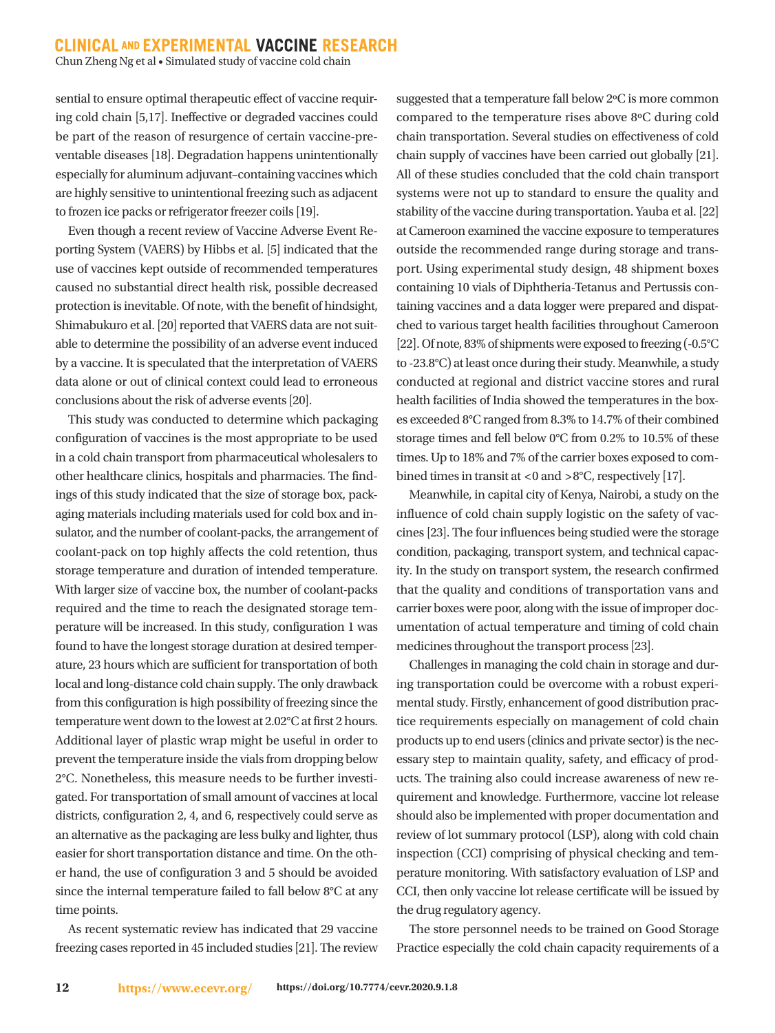sential to ensure optimal therapeutic effect of vaccine requiring cold chain [5,17]. Ineffective or degraded vaccines could be part of the reason of resurgence of certain vaccine-preventable diseases [18]. Degradation happens unintentionally especially for aluminum adjuvant–containing vaccines which are highly sensitive to unintentional freezing such as adjacent to frozen ice packs or refrigerator freezer coils [19].

Even though a recent review of Vaccine Adverse Event Reporting System (VAERS) by Hibbs et al. [5] indicated that the use of vaccines kept outside of recommended temperatures caused no substantial direct health risk, possible decreased protection is inevitable. Of note, with the benefit of hindsight, Shimabukuro et al. [20] reported that VAERS data are not suitable to determine the possibility of an adverse event induced by a vaccine. It is speculated that the interpretation of VAERS data alone or out of clinical context could lead to erroneous conclusions about the risk of adverse events [20].

This study was conducted to determine which packaging configuration of vaccines is the most appropriate to be used in a cold chain transport from pharmaceutical wholesalers to other healthcare clinics, hospitals and pharmacies. The findings of this study indicated that the size of storage box, packaging materials including materials used for cold box and insulator, and the number of coolant-packs, the arrangement of coolant-pack on top highly affects the cold retention, thus storage temperature and duration of intended temperature. With larger size of vaccine box, the number of coolant-packs required and the time to reach the designated storage temperature will be increased. In this study, configuration 1 was found to have the longest storage duration at desired temperature, 23 hours which are sufficient for transportation of both local and long-distance cold chain supply. The only drawback from this configuration is high possibility of freezing since the temperature went down to the lowest at 2.02°C at first 2 hours. Additional layer of plastic wrap might be useful in order to prevent the temperature inside the vials from dropping below 2°C. Nonetheless, this measure needs to be further investigated. For transportation of small amount of vaccines at local districts, configuration 2, 4, and 6, respectively could serve as an alternative as the packaging are less bulky and lighter, thus easier for short transportation distance and time. On the other hand, the use of configuration 3 and 5 should be avoided since the internal temperature failed to fall below 8°C at any time points.

As recent systematic review has indicated that 29 vaccine freezing cases reported in 45 included studies [21]. The review suggested that a temperature fall below 2ºC is more common compared to the temperature rises above 8ºC during cold chain transportation. Several studies on effectiveness of cold chain supply of vaccines have been carried out globally [21]. All of these studies concluded that the cold chain transport systems were not up to standard to ensure the quality and stability of the vaccine during transportation. Yauba et al. [22] at Cameroon examined the vaccine exposure to temperatures outside the recommended range during storage and transport. Using experimental study design, 48 shipment boxes containing 10 vials of Diphtheria-Tetanus and Pertussis containing vaccines and a data logger were prepared and dispatched to various target health facilities throughout Cameroon [22]. Of note, 83% of shipments were exposed to freezing (-0.5°C to -23.8°C) at least once during their study. Meanwhile, a study conducted at regional and district vaccine stores and rural health facilities of India showed the temperatures in the boxes exceeded 8°C ranged from 8.3% to 14.7% of their combined storage times and fell below 0°C from 0.2% to 10.5% of these times. Up to 18% and 7% of the carrier boxes exposed to combined times in transit at <0 and >8°C, respectively [17].

Meanwhile, in capital city of Kenya, Nairobi, a study on the influence of cold chain supply logistic on the safety of vaccines [23]. The four influences being studied were the storage condition, packaging, transport system, and technical capacity. In the study on transport system, the research confirmed that the quality and conditions of transportation vans and carrier boxes were poor, along with the issue of improper documentation of actual temperature and timing of cold chain medicines throughout the transport process [23].

Challenges in managing the cold chain in storage and during transportation could be overcome with a robust experimental study. Firstly, enhancement of good distribution practice requirements especially on management of cold chain products up to end users (clinics and private sector) is the necessary step to maintain quality, safety, and efficacy of products. The training also could increase awareness of new requirement and knowledge. Furthermore, vaccine lot release should also be implemented with proper documentation and review of lot summary protocol (LSP), along with cold chain inspection (CCI) comprising of physical checking and temperature monitoring. With satisfactory evaluation of LSP and CCI, then only vaccine lot release certificate will be issued by the drug regulatory agency.

The store personnel needs to be trained on Good Storage Practice especially the cold chain capacity requirements of a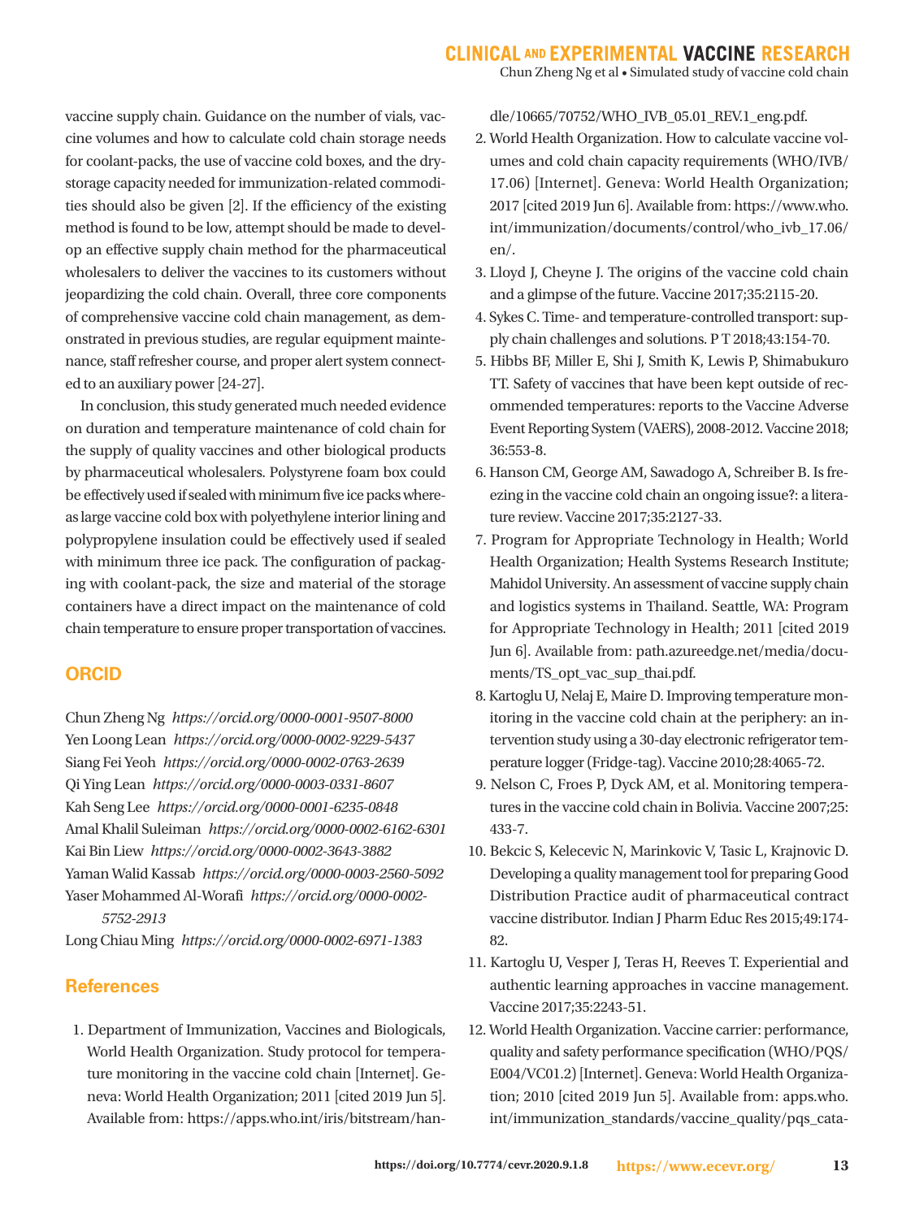vaccine supply chain. Guidance on the number of vials, vaccine volumes and how to calculate cold chain storage needs for coolant-packs, the use of vaccine cold boxes, and the dry-storage capacity needed for immunization-related commodities should also be given [2]. If the efficiency of the existing method is found to be low, attempt should be made to develop an effective supply chain method for the pharmaceutical wholesalers to deliver the vaccines to its customers without jeopardizing the cold chain. Overall, three core components of comprehensive vaccine cold chain management, as demonstrated in previous studies, are regular equipment maintenance, staff refresher course, and proper alert system connected to an auxiliary power [24-27].

In conclusion, this study generated much needed evidence on duration and temperature maintenance of cold chain for the supply of quality vaccines and other biological products by pharmaceutical wholesalers. Polystyrene foam box could be effectively used if sealed with minimum five ice packs whereas large vaccine cold box with polyethylene interior lining and polypropylene insulation could be effectively used if sealed with minimum three ice pack. The configuration of packaging with coolant-pack, the size and material of the storage containers have a direct impact on the maintenance of cold chain temperature to ensure proper transportation of vaccines.

## ORCID

Chun Zheng Ng *https://orcid.org/0000-0001-9507-8000*
Yen Loong Lean *https://orcid.org/0000-0002-9229-5437*
Siang Fei Yeoh *https://orcid.org/0000-0002-0763-2639*
Qi Ying Lean *https://orcid.org/0000-0003-0331-8607*
Kah Seng Lee *https://orcid.org/0000-0001-6235-0848*
Amal Khalil Suleiman *https://orcid.org/0000-0002-6162-6301*
Kai Bin Liew *https://orcid.org/0000-0002-3643-3882*
Yaman Walid Kassab *https://orcid.org/0000-0003-2560-5092*
Yaser Mohammed Al-Worafi *https://orcid.org/0000-0002-5752-2913*
Long Chiau Ming *https://orcid.org/0000-0002-6971-1383*

## References

1. Department of Immunization, Vaccines and Biologicals, World Health Organization. Study protocol for temperature monitoring in the vaccine cold chain [Internet]. Geneva: World Health Organization; 2011 [cited 2019 Jun 5]. Available from: https://apps.who.int/iris/bitstream/handle/10665/70752/WHO_IVB_05.01_REV.1_eng.pdf.
2. World Health Organization. How to calculate vaccine volumes and cold chain capacity requirements (WHO/IVB/17.06) [Internet]. Geneva: World Health Organization; 2017 [cited 2019 Jun 6]. Available from: https://www.who.int/immunization/documents/control/who_ivb_17.06/en/.
3. Lloyd J, Cheyne J. The origins of the vaccine cold chain and a glimpse of the future. Vaccine 2017;35:2115-20.
4. Sykes C. Time- and temperature-controlled transport: supply chain challenges and solutions. P T 2018;43:154-70.
5. Hibbs BF, Miller E, Shi J, Smith K, Lewis P, Shimabukuro TT. Safety of vaccines that have been kept outside of recommended temperatures: reports to the Vaccine Adverse Event Reporting System (VAERS), 2008-2012. Vaccine 2018;36:553-8.
6. Hanson CM, George AM, Sawadogo A, Schreiber B. Is freezing in the vaccine cold chain an ongoing issue?: a literature review. Vaccine 2017;35:2127-33.
7. Program for Appropriate Technology in Health; World Health Organization; Health Systems Research Institute; Mahidol University. An assessment of vaccine supply chain and logistics systems in Thailand. Seattle, WA: Program for Appropriate Technology in Health; 2011 [cited 2019 Jun 6]. Available from: path.azureedge.net/media/documents/TS_opt_vac_sup_thai.pdf.
8. Kartoglu U, Nelaj E, Maire D. Improving temperature monitoring in the vaccine cold chain at the periphery: an intervention study using a 30-day electronic refrigerator temperature logger (Fridge-tag). Vaccine 2010;28:4065-72.
9. Nelson C, Froes P, Dyck AM, et al. Monitoring temperatures in the vaccine cold chain in Bolivia. Vaccine 2007;25:433-7.
10. Bekcic S, Kelecevic N, Marinkovic V, Tasic L, Krajnovic D. Developing a quality management tool for preparing Good Distribution Practice audit of pharmaceutical contract vaccine distributor. Indian J Pharm Educ Res 2015;49:174-82.
11. Kartoglu U, Vesper J, Teras H, Reeves T. Experiential and authentic learning approaches in vaccine management. Vaccine 2017;35:2243-51.
12. World Health Organization. Vaccine carrier: performance, quality and safety performance specification (WHO/PQS/E004/VC01.2) [Internet]. Geneva: World Health Organization; 2010 [cited 2019 Jun 5]. Available from: apps.who.int/immunization_standards/vaccine_quality/pqs_cata-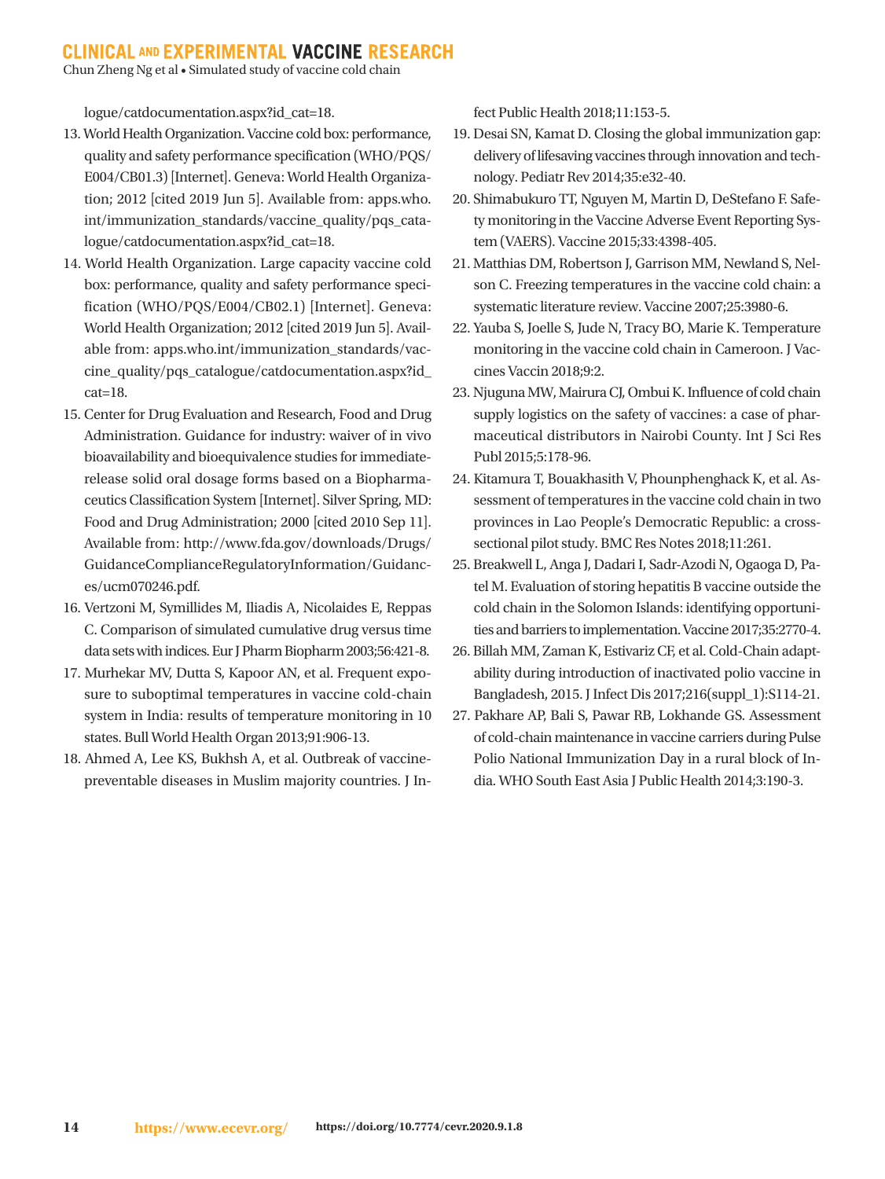logue/catdocumentation.aspx?id_cat=18.

13. World Health Organization. Vaccine cold box: performance, quality and safety performance specification (WHO/PQS/E004/CB01.3) [Internet]. Geneva: World Health Organization; 2012 [cited 2019 Jun 5]. Available from: apps.who.int/immunization_standards/vaccine_quality/pqs_catalogue/catdocumentation.aspx?id_cat=18.
14. World Health Organization. Large capacity vaccine cold box: performance, quality and safety performance specification (WHO/PQS/E004/CB02.1) [Internet]. Geneva: World Health Organization; 2012 [cited 2019 Jun 5]. Available from: apps.who.int/immunization_standards/vaccine_quality/pqs_catalogue/catdocumentation.aspx?id_cat=18.
15. Center for Drug Evaluation and Research, Food and Drug Administration. Guidance for industry: waiver of in vivo bioavailability and bioequivalence studies for immediate-release solid oral dosage forms based on a Biopharmaceutics Classification System [Internet]. Silver Spring, MD: Food and Drug Administration; 2000 [cited 2010 Sep 11]. Available from: http://www.fda.gov/downloads/Drugs/GuidanceComplianceRegulatoryInformation/Guidances/ucm070246.pdf.
16. Vertzoni M, Symillides M, Iliadis A, Nicolaides E, Reppas C. Comparison of simulated cumulative drug versus time data sets with indices. Eur J Pharm Biopharm 2003;56:421-8.
17. Murhekar MV, Dutta S, Kapoor AN, et al. Frequent exposure to suboptimal temperatures in vaccine cold-chain system in India: results of temperature monitoring in 10 states. Bull World Health Organ 2013;91:906-13.
18. Ahmed A, Lee KS, Bukhsh A, et al. Outbreak of vaccine-preventable diseases in Muslim majority countries. J Infect Public Health 2018;11:153-5.
19. Desai SN, Kamat D. Closing the global immunization gap: delivery of lifesaving vaccines through innovation and technology. Pediatr Rev 2014;35:e32-40.
20. Shimabukuro TT, Nguyen M, Martin D, DeStefano F. Safety monitoring in the Vaccine Adverse Event Reporting System (VAERS). Vaccine 2015;33:4398-405.
21. Matthias DM, Robertson J, Garrison MM, Newland S, Nelson C. Freezing temperatures in the vaccine cold chain: a systematic literature review. Vaccine 2007;25:3980-6.
22. Yauba S, Joelle S, Jude N, Tracy BO, Marie K. Temperature monitoring in the vaccine cold chain in Cameroon. J Vaccines Vaccin 2018;9:2.
23. Njuguna MW, Mairura CJ, Ombui K. Influence of cold chain supply logistics on the safety of vaccines: a case of pharmaceutical distributors in Nairobi County. Int J Sci Res Publ 2015;5:178-96.
24. Kitamura T, Bouakhasith V, Phounphenghack K, et al. Assessment of temperatures in the vaccine cold chain in two provinces in Lao People's Democratic Republic: a cross-sectional pilot study. BMC Res Notes 2018;11:261.
25. Breakwell L, Anga J, Dadari I, Sadr-Azodi N, Ogaoga D, Patel M. Evaluation of storing hepatitis B vaccine outside the cold chain in the Solomon Islands: identifying opportunities and barriers to implementation. Vaccine 2017;35:2770-4.
26. Billah MM, Zaman K, Estivariz CF, et al. Cold-Chain adaptability during introduction of inactivated polio vaccine in Bangladesh, 2015. J Infect Dis 2017;216(suppl_1):S114-21.
27. Pakhare AP, Bali S, Pawar RB, Lokhande GS. Assessment of cold-chain maintenance in vaccine carriers during Pulse Polio National Immunization Day in a rural block of India. WHO South East Asia J Public Health 2014;3:190-3.